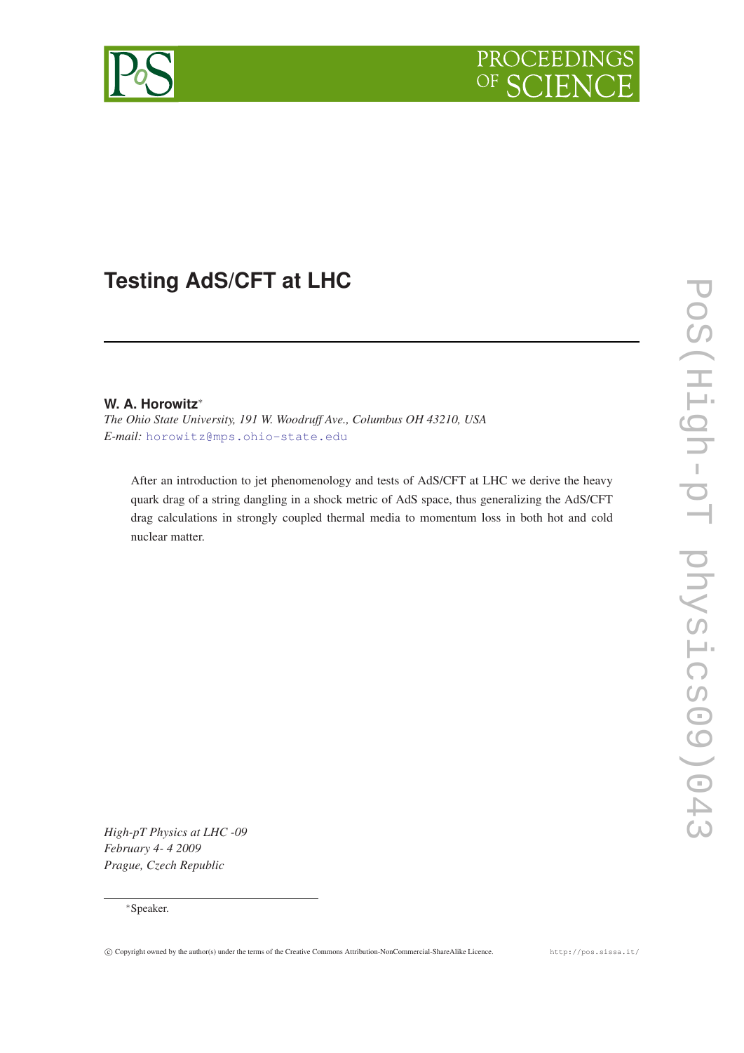# Testing AdS/CFT at LHC

**W. A. Horowitz***

*The Ohio State University, 191 W. Woodruff Ave., Columbus OH 43210, USA*

*E-mail:* horowitz@mps.ohio-state.edu

After an introduction to jet phenomenology and tests of AdS/CFT at LHC we derive the heavy quark drag of a string dangling in a shock metric of AdS space, thus generalizing the AdS/CFT drag calculations in strongly coupled thermal media to momentum loss in both hot and cold nuclear matter.

*High-pT Physics at LHC -09*
*February 4- 4 2009*
*Prague, Czech Republic*

*Speaker.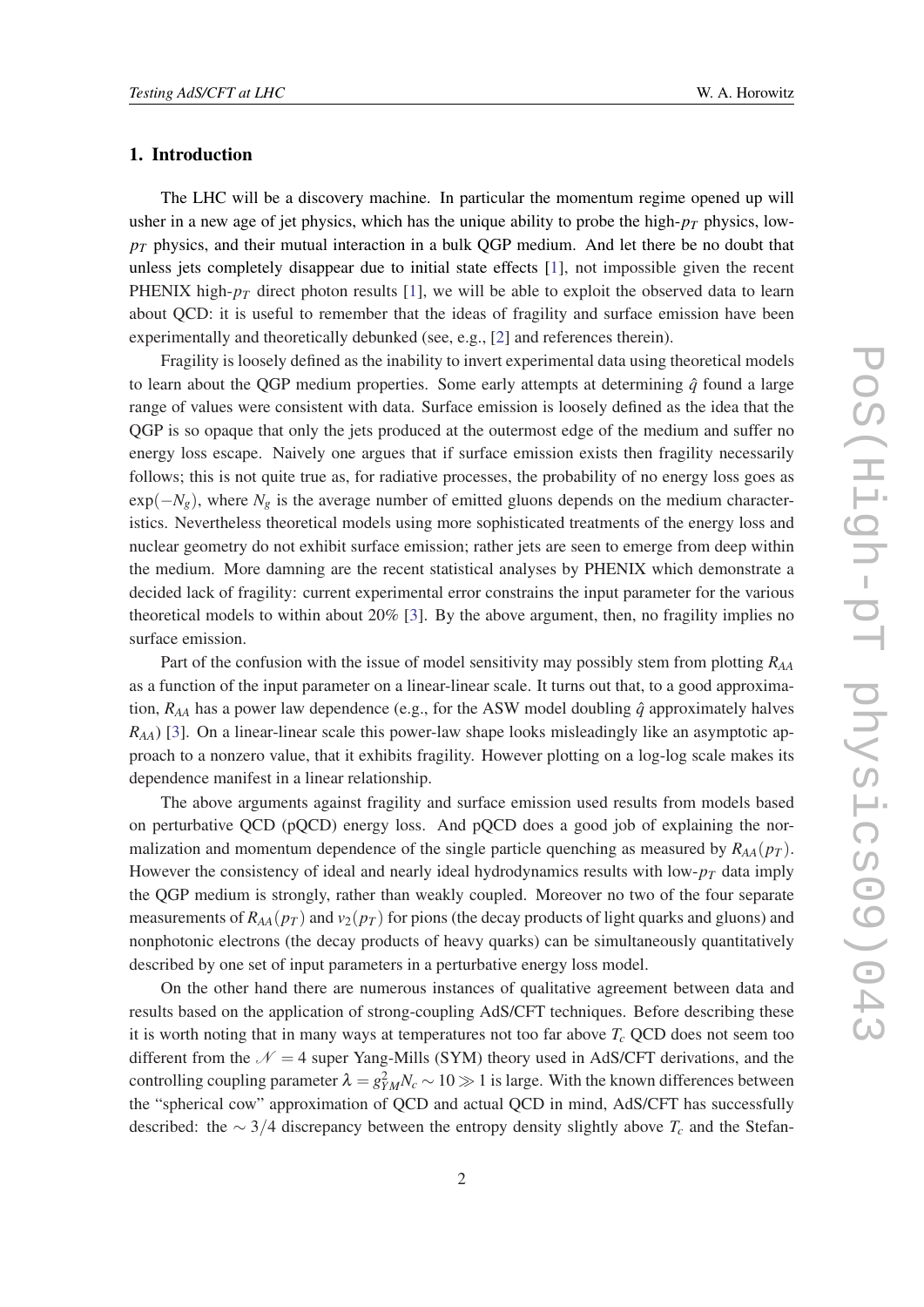## 1. Introduction

The LHC will be a discovery machine. In particular the momentum regime opened up will usher in a new age of jet physics, which has the unique ability to probe the high-$p_T$ physics, low-$p_T$ physics, and their mutual interaction in a bulk QGP medium. And let there be no doubt that unless jets completely disappear due to initial state effects [1], not impossible given the recent PHENIX high-$p_T$ direct photon results [1], we will be able to exploit the observed data to learn about QCD: it is useful to remember that the ideas of fragility and surface emission have been experimentally and theoretically debunked (see, e.g., [2] and references therein).

Fragility is loosely defined as the inability to invert experimental data using theoretical models to learn about the QGP medium properties. Some early attempts at determining $\hat{q}$ found a large range of values were consistent with data. Surface emission is loosely defined as the idea that the QGP is so opaque that only the jets produced at the outermost edge of the medium and suffer no energy loss escape. Naively one argues that if surface emission exists then fragility necessarily follows; this is not quite true as, for radiative processes, the probability of no energy loss goes as $\exp(-N_g)$, where $N_g$ is the average number of emitted gluons depends on the medium characteristics. Nevertheless theoretical models using more sophisticated treatments of the energy loss and nuclear geometry do not exhibit surface emission; rather jets are seen to emerge from deep within the medium. More damning are the recent statistical analyses by PHENIX which demonstrate a decided lack of fragility: current experimental error constrains the input parameter for the various theoretical models to within about 20% [3]. By the above argument, then, no fragility implies no surface emission.

Part of the confusion with the issue of model sensitivity may possibly stem from plotting $R_{AA}$ as a function of the input parameter on a linear-linear scale. It turns out that, to a good approximation, $R_{AA}$ has a power law dependence (e.g., for the ASW model doubling $\hat{q}$ approximately halves $R_{AA}$) [3]. On a linear-linear scale this power-law shape looks misleadingly like an asymptotic approach to a nonzero value, that it exhibits fragility. However plotting on a log-log scale makes its dependence manifest in a linear relationship.

The above arguments against fragility and surface emission used results from models based on perturbative QCD (pQCD) energy loss. And pQCD does a good job of explaining the normalization and momentum dependence of the single particle quenching as measured by $R_{AA}(p_T)$. However the consistency of ideal and nearly ideal hydrodynamics results with low-$p_T$ data imply the QGP medium is strongly, rather than weakly coupled. Moreover no two of the four separate measurements of $R_{AA}(p_T)$ and $v_2(p_T)$ for pions (the decay products of light quarks and gluons) and nonphotonic electrons (the decay products of heavy quarks) can be simultaneously quantitatively described by one set of input parameters in a perturbative energy loss model.

On the other hand there are numerous instances of qualitative agreement between data and results based on the application of strong-coupling AdS/CFT techniques. Before describing these it is worth noting that in many ways at temperatures not too far above $T_c$ QCD does not seem too different from the $\mathcal{N}=4$ super Yang-Mills (SYM) theory used in AdS/CFT derivations, and the controlling coupling parameter $\lambda = g_{YM}^2 N_c \sim 10 \gg 1$ is large. With the known differences between the "spherical cow" approximation of QCD and actual QCD in mind, AdS/CFT has successfully described: the $\sim 3/4$ discrepancy between the entropy density slightly above $T_c$ and the Stefan-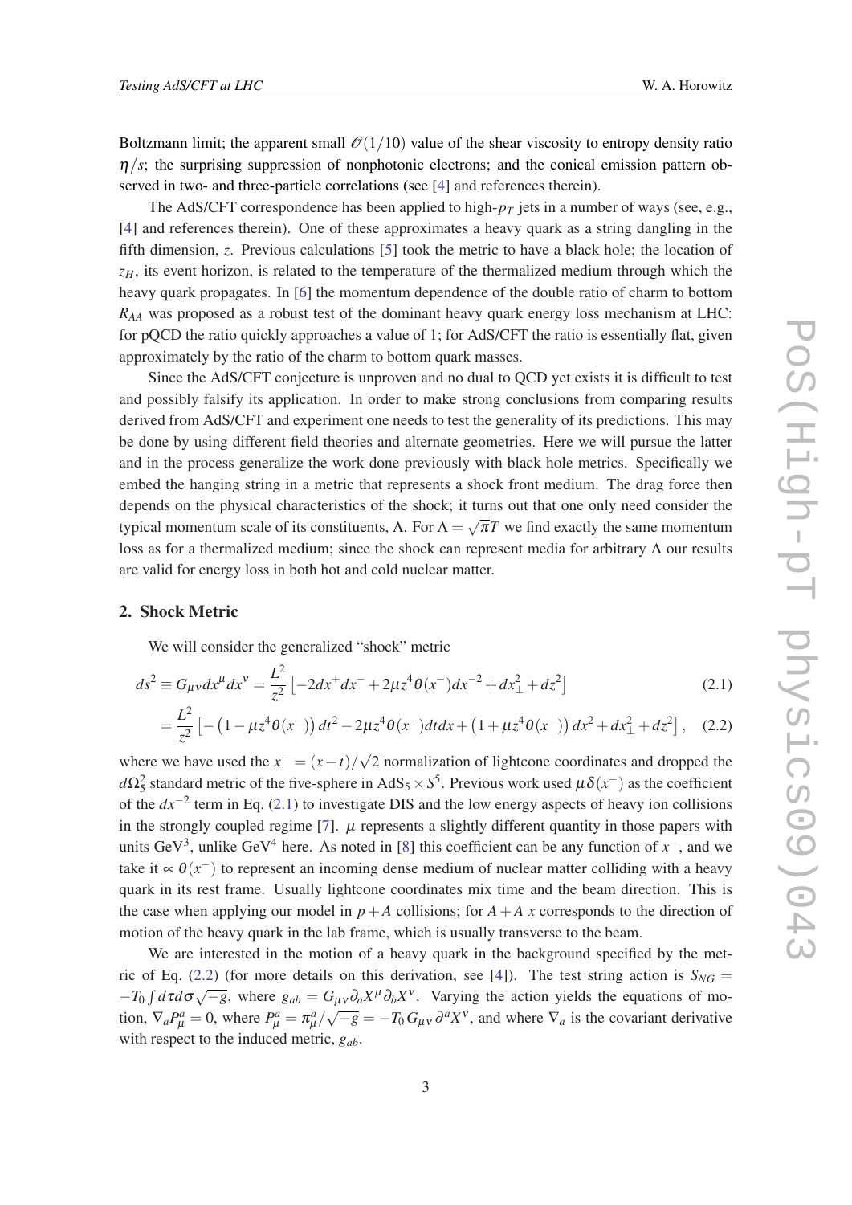Boltzmann limit; the apparent small $\mathcal{O}(1/10)$ value of the shear viscosity to entropy density ratio $\eta/s$; the surprising suppression of nonphotonic electrons; and the conical emission pattern observed in two- and three-particle correlations (see [4] and references therein).

The AdS/CFT correspondence has been applied to high-$p_T$ jets in a number of ways (see, e.g., [4] and references therein). One of these approximates a heavy quark as a string dangling in the fifth dimension, $z$. Previous calculations [5] took the metric to have a black hole; the location of $z_H$, its event horizon, is related to the temperature of the thermalized medium through which the heavy quark propagates. In [6] the momentum dependence of the double ratio of charm to bottom $R_{AA}$ was proposed as a robust test of the dominant heavy quark energy loss mechanism at LHC: for pQCD the ratio quickly approaches a value of 1; for AdS/CFT the ratio is essentially flat, given approximately by the ratio of the charm to bottom quark masses.

Since the AdS/CFT conjecture is unproven and no dual to QCD yet exists it is difficult to test and possibly falsify its application. In order to make strong conclusions from comparing results derived from AdS/CFT and experiment one needs to test the generality of its predictions. This may be done by using different field theories and alternate geometries. Here we will pursue the latter and in the process generalize the work done previously with black hole metrics. Specifically we embed the hanging string in a metric that represents a shock front medium. The drag force then depends on the physical characteristics of the shock; it turns out that one only need consider the typical momentum scale of its constituents, $\Lambda$. For $\Lambda = \sqrt{\pi}T$ we find exactly the same momentum loss as for a thermalized medium; since the shock can represent media for arbitrary $\Lambda$ our results are valid for energy loss in both hot and cold nuclear matter.

## 2. Shock Metric

We will consider the generalized "shock" metric

$$ds^2 \equiv G_{\mu\nu}dx^\mu dx^\nu = \frac{L^2}{z^2}\left[-2dx^+dx^- + 2\mu z^4\theta(x^-)dx^{-2} + dx_\perp^2 + dz^2\right] \tag{2.1}$$

$$= \frac{L^2}{z^2}\left[-\left(1-\mu z^4\theta(x^-)\right)dt^2 - 2\mu z^4\theta(x^-)dt dx + \left(1+\mu z^4\theta(x^-)\right)dx^2 + dx_\perp^2 + dz^2\right], \tag{2.2}$$

where we have used the $x^- = (x-t)/\sqrt{2}$ normalization of lightcone coordinates and dropped the $d\Omega_5^2$ standard metric of the five-sphere in $\mathrm{AdS}_5 \times S^5$. Previous work used $\mu\delta(x^-)$ as the coefficient of the $dx^{-2}$ term in Eq. (2.1) to investigate DIS and the low energy aspects of heavy ion collisions in the strongly coupled regime [7]. $\mu$ represents a slightly different quantity in those papers with units GeV$^3$, unlike GeV$^4$ here. As noted in [8] this coefficient can be any function of $x^-$, and we take it $\propto \theta(x^-)$ to represent an incoming dense medium of nuclear matter colliding with a heavy quark in its rest frame. Usually lightcone coordinates mix time and the beam direction. This is the case when applying our model in $p+A$ collisions; for $A+A$ $x$ corresponds to the direction of motion of the heavy quark in the lab frame, which is usually transverse to the beam.

We are interested in the motion of a heavy quark in the background specified by the metric of Eq. (2.2) (for more details on this derivation, see [4]). The test string action is $S_{NG} = -T_0\int d\tau d\sigma\sqrt{-g}$, where $g_{ab} = G_{\mu\nu}\partial_a X^\mu \partial_b X^\nu$. Varying the action yields the equations of motion, $\nabla_a P^a_\mu = 0$, where $P^a_\mu = \pi^a_\mu/\sqrt{-g} = -T_0\, G_{\mu\nu}\,\partial^a X^\nu$, and where $\nabla_a$ is the covariant derivative with respect to the induced metric, $g_{ab}$.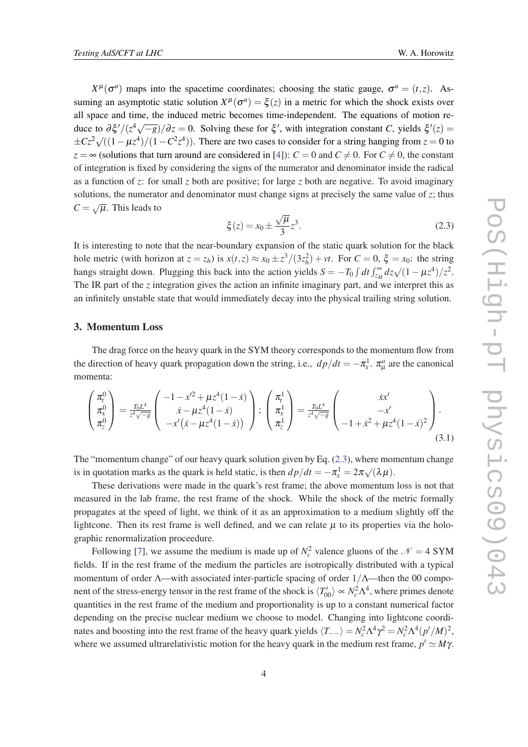$X^\mu(\sigma^a)$ maps into the spacetime coordinates; choosing the static gauge, $\sigma^a = (t,z)$. Assuming an asymptotic static solution $X^\mu(\sigma^a) = \xi(z)$ in a metric for which the shock exists over all space and time, the induced metric becomes time-independent. The equations of motion reduce to $\partial\xi'/(z^4\sqrt{-g})/\partial z = 0$. Solving these for $\xi'$, with integration constant $C$, yields $\xi'(z) = \pm Cz^2\sqrt{((1-\mu z^4)/(1-C^2 z^4))}$. There are two cases to consider for a string hanging from $z=0$ to $z=\infty$ (solutions that turn around are considered in [4]): $C=0$ and $C\neq 0$. For $C\neq 0$, the constant of integration is fixed by considering the signs of the numerator and denominator inside the radical as a function of $z$: for small $z$ both are positive; for large $z$ both are negative. To avoid imaginary solutions, the numerator and denominator must change signs at precisely the same value of $z$; thus $C=\sqrt{\mu}$. This leads to

$$\xi(z) = x_0 \pm \frac{\sqrt{\mu}}{3}z^3. \tag{2.3}$$

It is interesting to note that the near-boundary expansion of the static quark solution for the black hole metric (with horizon at $z=z_h$) is $x(t,z) \approx x_0 \pm z^3/(3z_h^2) + vt$. For $C=0$, $\xi = x_0$: the string hangs straight down. Plugging this back into the action yields $S = -T_0\int dt \int_{z_M}^{\infty} dz\sqrt{(1-\mu z^4)}/z^2$. The IR part of the $z$ integration gives the action an infinite imaginary part, and we interpret this as an infinitely unstable state that would immediately decay into the physical trailing string solution.

## 3. Momentum Loss

The drag force on the heavy quark in the SYM theory corresponds to the momentum flow from the direction of heavy quark propagation down the string, i.e., $dp/dt = -\pi_x^1$. $\pi_\mu^a$ are the canonical momenta:

$$\begin{pmatrix}\pi_t^0\\ \pi_x^0\\ \pi_z^0\end{pmatrix} = \frac{T_0L^4}{z^4\sqrt{-g}}\begin{pmatrix}-1-x'^2+\mu z^4(1-\dot{x})\\ \dot{x}-\mu z^4(1-\dot{x})\\ -x'\big(\dot{x}-\mu z^4(1-\dot{x})\big)\end{pmatrix};\ \begin{pmatrix}\pi_t^1\\ \pi_x^1\\ \pi_z^1\end{pmatrix} = \frac{T_0L^4}{z^4\sqrt{-g}}\begin{pmatrix}\dot{x}x'\\ -x'\\ -1+\dot{x}^2+\mu z^4(1-\dot{x})^2\end{pmatrix}. \tag{3.1}$$

The "momentum change" of our heavy quark solution given by Eq. (2.3), where momentum change is in quotation marks as the quark is held static, is then $dp/dt = -\pi_x^1 = 2\pi\sqrt{(\lambda\mu)}$.

These derivations were made in the quark's rest frame; the above momentum loss is not that measured in the lab frame, the rest frame of the shock. While the shock of the metric formally propagates at the speed of light, we think of it as an approximation to a medium slightly off the lightcone. Then its rest frame is well defined, and we can relate $\mu$ to its properties via the holographic renormalization proceedure.

Following [7], we assume the medium is made up of $N_c^2$ valence gluons of the $\mathcal{N}=4$ SYM fields. If in the rest frame of the medium the particles are isotropically distributed with a typical momentum of order $\Lambda$—with associated inter-particle spacing of order $1/\Lambda$—then the 00 component of the stress-energy tensor in the rest frame of the shock is $\langle T_{00}'\rangle \propto N_c^2\Lambda^4$, where primes denote quantities in the rest frame of the medium and proportionality is up to a constant numerical factor depending on the precise nuclear medium we choose to model. Changing into lightcone coordinates and boosting into the rest frame of the heavy quark yields $\langle T_{--}\rangle = N_c^2\Lambda^4\gamma^2 = N_c^2\Lambda^4(p'/M)^2$, where we assumed ultrarelativistic motion for the heavy quark in the medium rest frame, $p' \simeq M\gamma$.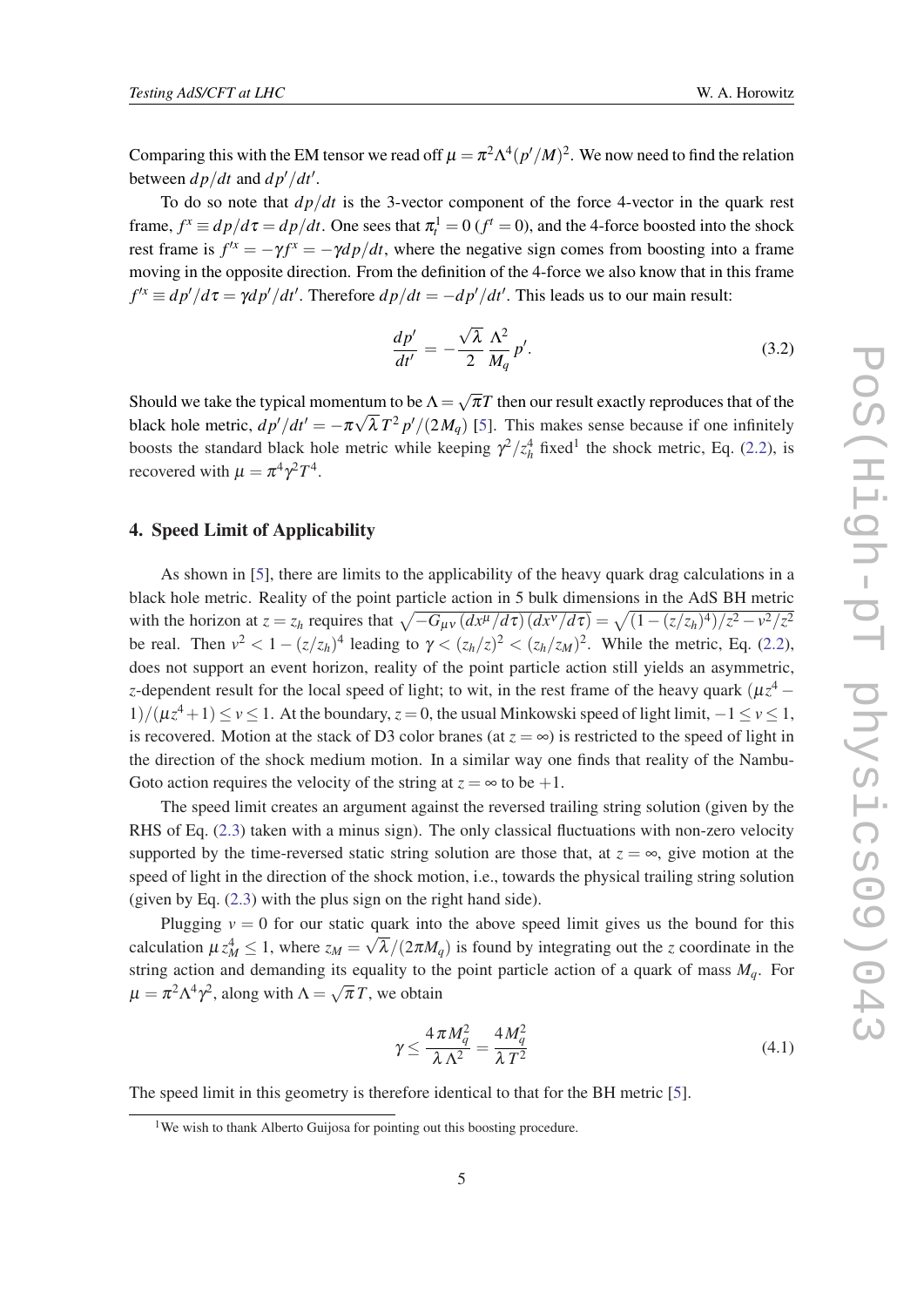Comparing this with the EM tensor we read off $\mu = \pi^2 \Lambda^4 (p'/M)^2$. We now need to find the relation between $dp/dt$ and $dp'/dt'$.

To do so note that $dp/dt$ is the 3-vector component of the force 4-vector in the quark rest frame, $f^x \equiv dp/d\tau = dp/dt$. One sees that $\pi_t^1 = 0$ ($f^t = 0$), and the 4-force boosted into the shock rest frame is $f'^x = -\gamma f^x = -\gamma dp/dt$, where the negative sign comes from boosting into a frame moving in the opposite direction. From the definition of the 4-force we also know that in this frame $f'^x \equiv dp'/d\tau = \gamma dp'/dt'$. Therefore $dp/dt = -dp'/dt'$. This leads us to our main result:

$$\frac{dp'}{dt'} = -\frac{\sqrt{\lambda}}{2} \frac{\Lambda^2}{M_q} p'. \tag{3.2}$$

Should we take the typical momentum to be $\Lambda = \sqrt{\pi} T$ then our result exactly reproduces that of the black hole metric, $dp'/dt' = -\pi\sqrt{\lambda}\, T^2 p'/(2M_q)$ [5]. This makes sense because if one infinitely boosts the standard black hole metric while keeping $\gamma^2/z_h^4$ fixed[1] the shock metric, Eq. (2.2), is recovered with $\mu = \pi^4 \gamma^2 T^4$.

## 4. Speed Limit of Applicability

As shown in [5], there are limits to the applicability of the heavy quark drag calculations in a black hole metric. Reality of the point particle action in 5 bulk dimensions in the AdS BH metric with the horizon at $z = z_h$ requires that $\sqrt{-G_{\mu\nu}\,(dx^\mu/d\tau)\,(dx^\nu/d\tau)} = \sqrt{(1-(z/z_h)^4)/z^2 - v^2/z^2}$ be real. Then $v^2 < 1 - (z/z_h)^4$ leading to $\gamma < (z_h/z)^2 < (z_h/z_M)^2$. While the metric, Eq. (2.2), does not support an event horizon, reality of the point particle action still yields an asymmetric, $z$-dependent result for the local speed of light; to wit, in the rest frame of the heavy quark $(\mu z^4 - 1)/(\mu z^4 + 1) \leq v \leq 1$. At the boundary, $z = 0$, the usual Minkowski speed of light limit, $-1 \leq v \leq 1$, is recovered. Motion at the stack of D3 color branes (at $z = \infty$) is restricted to the speed of light in the direction of the shock medium motion. In a similar way one finds that reality of the Nambu-Goto action requires the velocity of the string at $z = \infty$ to be $+1$.

The speed limit creates an argument against the reversed trailing string solution (given by the RHS of Eq. (2.3) taken with a minus sign). The only classical fluctuations with non-zero velocity supported by the time-reversed static string solution are those that, at $z = \infty$, give motion at the speed of light in the direction of the shock motion, i.e., towards the physical trailing string solution (given by Eq. (2.3) with the plus sign on the right hand side).

Plugging $v = 0$ for our static quark into the above speed limit gives us the bound for this calculation $\mu z_M^4 \leq 1$, where $z_M = \sqrt{\lambda}/(2\pi M_q)$ is found by integrating out the $z$ coordinate in the string action and demanding its equality to the point particle action of a quark of mass $M_q$. For $\mu = \pi^2 \Lambda^4 \gamma^2$, along with $\Lambda = \sqrt{\pi} T$, we obtain

$$\gamma \leq \frac{4\pi M_q^2}{\lambda \Lambda^2} = \frac{4 M_q^2}{\lambda T^2} \tag{4.1}$$

The speed limit in this geometry is therefore identical to that for the BH metric [5].

[1] We wish to thank Alberto Guijosa for pointing out this boosting procedure.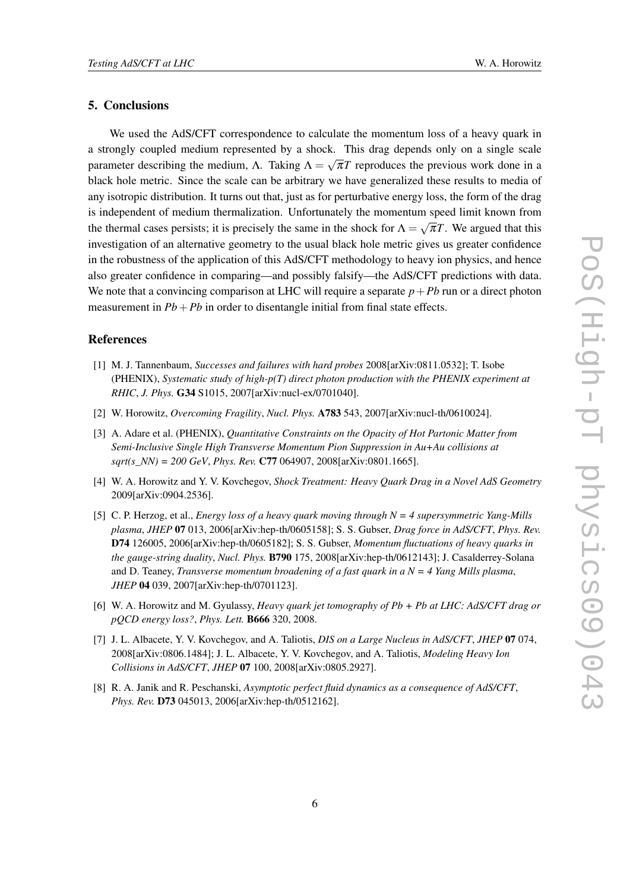## 5. Conclusions

We used the AdS/CFT correspondence to calculate the momentum loss of a heavy quark in a strongly coupled medium represented by a shock. This drag depends only on a single scale parameter describing the medium, $\Lambda$. Taking $\Lambda = \sqrt{\pi}T$ reproduces the previous work done in a black hole metric. Since the scale can be arbitrary we have generalized these results to media of any isotropic distribution. It turns out that, just as for perturbative energy loss, the form of the drag is independent of medium thermalization. Unfortunately the momentum speed limit known from the thermal cases persists; it is precisely the same in the shock for $\Lambda = \sqrt{\pi}T$. We argued that this investigation of an alternative geometry to the usual black hole metric gives us greater confidence in the robustness of the application of this AdS/CFT methodology to heavy ion physics, and hence also greater confidence in comparing—and possibly falsify—the AdS/CFT predictions with data. We note that a convincing comparison at LHC will require a separate $p+Pb$ run or a direct photon measurement in $Pb+Pb$ in order to disentangle initial from final state effects.

## References

[1] M. J. Tannenbaum, *Successes and failures with hard probes* 2008[arXiv:0811.0532]; T. Isobe (PHENIX), *Systematic study of high-p(T) direct photon production with the PHENIX experiment at RHIC*, *J. Phys.* **G34** S1015, 2007[arXiv:nucl-ex/0701040].

[2] W. Horowitz, *Overcoming Fragility*, *Nucl. Phys.* **A783** 543, 2007[arXiv:nucl-th/0610024].

[3] A. Adare et al. (PHENIX), *Quantitative Constraints on the Opacity of Hot Partonic Matter from Semi-Inclusive Single High Transverse Momentum Pion Suppression in Au+Au collisions at sqrt(s_NN) = 200 GeV*, *Phys. Rev.* **C77** 064907, 2008[arXiv:0801.1665].

[4] W. A. Horowitz and Y. V. Kovchegov, *Shock Treatment: Heavy Quark Drag in a Novel AdS Geometry* 2009[arXiv:0904.2536].

[5] C. P. Herzog, et al., *Energy loss of a heavy quark moving through N = 4 supersymmetric Yang-Mills plasma*, *JHEP* **07** 013, 2006[arXiv:hep-th/0605158]; S. S. Gubser, *Drag force in AdS/CFT*, *Phys. Rev.* **D74** 126005, 2006[arXiv:hep-th/0605182]; S. S. Gubser, *Momentum fluctuations of heavy quarks in the gauge-string duality*, *Nucl. Phys.* **B790** 175, 2008[arXiv:hep-th/0612143]; J. Casalderrey-Solana and D. Teaney, *Transverse momentum broadening of a fast quark in a N = 4 Yang Mills plasma*, *JHEP* **04** 039, 2007[arXiv:hep-th/0701123].

[6] W. A. Horowitz and M. Gyulassy, *Heavy quark jet tomography of Pb + Pb at LHC: AdS/CFT drag or pQCD energy loss?*, *Phys. Lett.* **B666** 320, 2008.

[7] J. L. Albacete, Y. V. Kovchegov, and A. Taliotis, *DIS on a Large Nucleus in AdS/CFT*, *JHEP* **07** 074, 2008[arXiv:0806.1484]; J. L. Albacete, Y. V. Kovchegov, and A. Taliotis, *Modeling Heavy Ion Collisions in AdS/CFT*, *JHEP* **07** 100, 2008[arXiv:0805.2927].

[8] R. A. Janik and R. Peschanski, *Asymptotic perfect fluid dynamics as a consequence of AdS/CFT*, *Phys. Rev.* **D73** 045013, 2006[arXiv:hep-th/0512162].